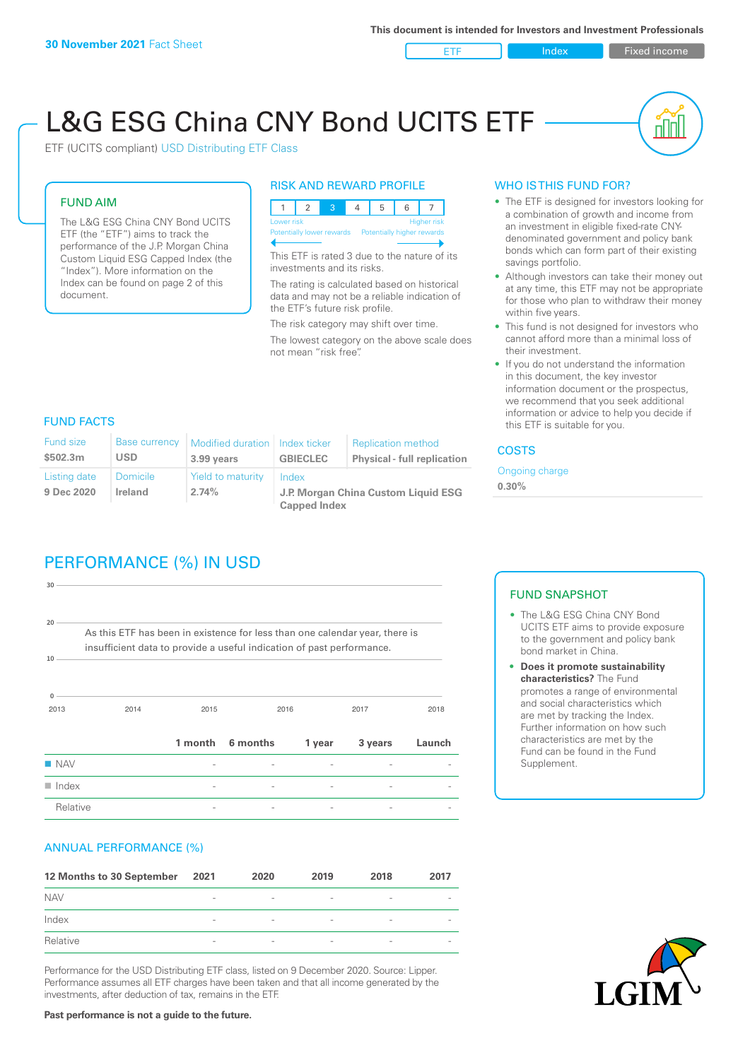**30 November 2021** Fact Sheet

This document is intended for Investors and Investment Professionals

ETF | Index | Fixed income

# L&G ESG China CNY Bond UCITS ETF

ETF (UCITS compliant) USD Distributing ETF Class

## FUND AIM

The L&G ESG China CNY Bond UCITS ETF (the "ETF") aims to track the performance of the J.P. Morgan China Custom Liquid ESG Capped Index (the "Index"). More information on the Index can be found on page 2 of this document.

## RISK AND REWARD PROFILE

| 1 | 2 | **3** | 4 | 5 | 6 | 7 |
|---|---|---|---|---|---|---|

Lower risk — Higher risk
Potentially lower rewards — Potentially higher rewards

This ETF is rated 3 due to the nature of its investments and its risks.

The rating is calculated based on historical data and may not be a reliable indication of the ETF's future risk profile.

The risk category may shift over time.

The lowest category on the above scale does not mean "risk free".

## WHO IS THIS FUND FOR?

- The ETF is designed for investors looking for a combination of growth and income from an investment in eligible fixed-rate CNY-denominated government and policy bank bonds which can form part of their existing savings portfolio.
- Although investors can take their money out at any time, this ETF may not be appropriate for those who plan to withdraw their money within five years.
- This fund is not designed for investors who cannot afford more than a minimal loss of their investment.
- If you do not understand the information in this document, the key investor information document or the prospectus, we recommend that you seek additional information or advice to help you decide if this ETF is suitable for you.

## FUND FACTS

| Fund size | Base currency | Modified duration | Index ticker | Replication method |
|---|---|---|---|---|
| **$502.3m** | **USD** | **3.99 years** | **GBIECLEC** | **Physical - full replication** |
| **Listing date** | **Domicile** | **Yield to maturity** | **Index** | |
| **9 Dec 2020** | **Ireland** | **2.74%** | **J.P. Morgan China Custom Liquid ESG Capped Index** | |

## COSTS

Ongoing charge
**0.30%**

## PERFORMANCE (%) IN USD

As this ETF has been in existence for less than one calendar year, there is insufficient data to provide a useful indication of past performance.

| | 1 month | 6 months | 1 year | 3 years | Launch |
|---|---|---|---|---|---|
| NAV | - | - | - | - | - |
| Index | - | - | - | - | - |
| Relative | - | - | - | - | - |

## FUND SNAPSHOT

- The L&G ESG China CNY Bond UCITS ETF aims to provide exposure to the government and policy bank bond market in China.
- **Does it promote sustainability characteristics?** The Fund promotes a range of environmental and social characteristics which are met by tracking the Index. Further information on how such characteristics are met by the Fund can be found in the Fund Supplement.

## ANNUAL PERFORMANCE (%)

| 12 Months to 30 September | 2021 | 2020 | 2019 | 2018 | 2017 |
|---|---|---|---|---|---|
| NAV | - | - | - | - | - |
| Index | - | - | - | - | - |
| Relative | - | - | - | - | - |

Performance for the USD Distributing ETF class, listed on 9 December 2020. Source: Lipper. Performance assumes all ETF charges have been taken and that all income generated by the investments, after deduction of tax, remains in the ETF.

**Past performance is not a guide to the future.**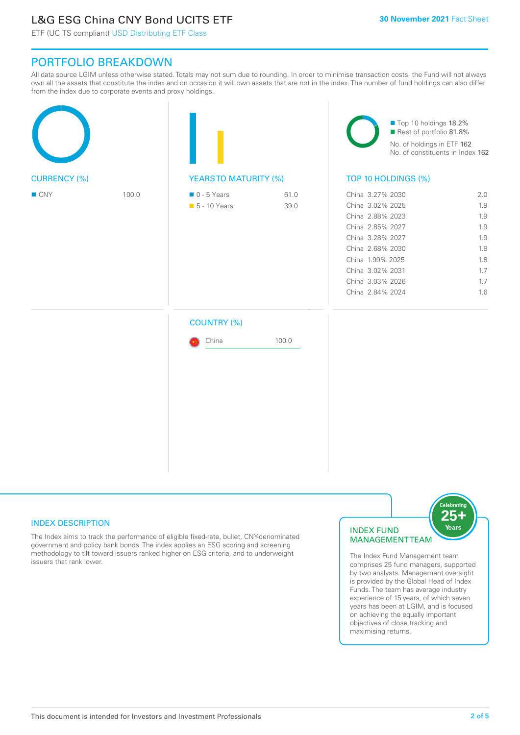# L&G ESG China CNY Bond UCITS ETF

ETF (UCITS compliant) USD Distributing ETF Class

30 November 2021 Fact Sheet

## PORTFOLIO BREAKDOWN

All data source LGIM unless otherwise stated. Totals may not sum due to rounding. In order to minimise transaction costs, the Fund will not always own all the assets that constitute the index and on occasion it will own assets that are not in the index. The number of fund holdings can also differ from the index due to corporate events and proxy holdings.

### CURRENCY (%)

| Currency | % |
|---|---|
| CNY | 100.0 |

### YEARS TO MATURITY (%)

| Years to Maturity | % |
|---|---|
| 0 - 5 Years | 61.0 |
| 5 - 10 Years | 39.0 |

Top 10 holdings 18.2%
Rest of portfolio 81.8%
No. of holdings in ETF 162
No. of constituents in Index 162

### TOP 10 HOLDINGS (%)

| Holding | % |
|---|---|
| China 3.27% 2030 | 2.0 |
| China 3.02% 2025 | 1.9 |
| China 2.88% 2023 | 1.9 |
| China 2.85% 2027 | 1.9 |
| China 3.28% 2027 | 1.9 |
| China 2.68% 2030 | 1.8 |
| China 1.99% 2025 | 1.8 |
| China 3.02% 2031 | 1.7 |
| China 3.03% 2026 | 1.7 |
| China 2.84% 2024 | 1.6 |

### COUNTRY (%)

| Country | % |
|---|---|
| China | 100.0 |

### INDEX DESCRIPTION

The Index aims to track the performance of eligible fixed-rate, bullet, CNY-denominated government and policy bank bonds. The index applies an ESG scoring and screening methodology to tilt toward issuers ranked higher on ESG criteria, and to underweight issuers that rank lower.

### INDEX FUND MANAGEMENT TEAM

Celebrating 25+ Years

The Index Fund Management team comprises 25 fund managers, supported by two analysts. Management oversight is provided by the Global Head of Index Funds. The team has average industry experience of 15 years, of which seven years has been at LGIM, and is focused on achieving the equally important objectives of close tracking and maximising returns.

This document is intended for Investors and Investment Professionals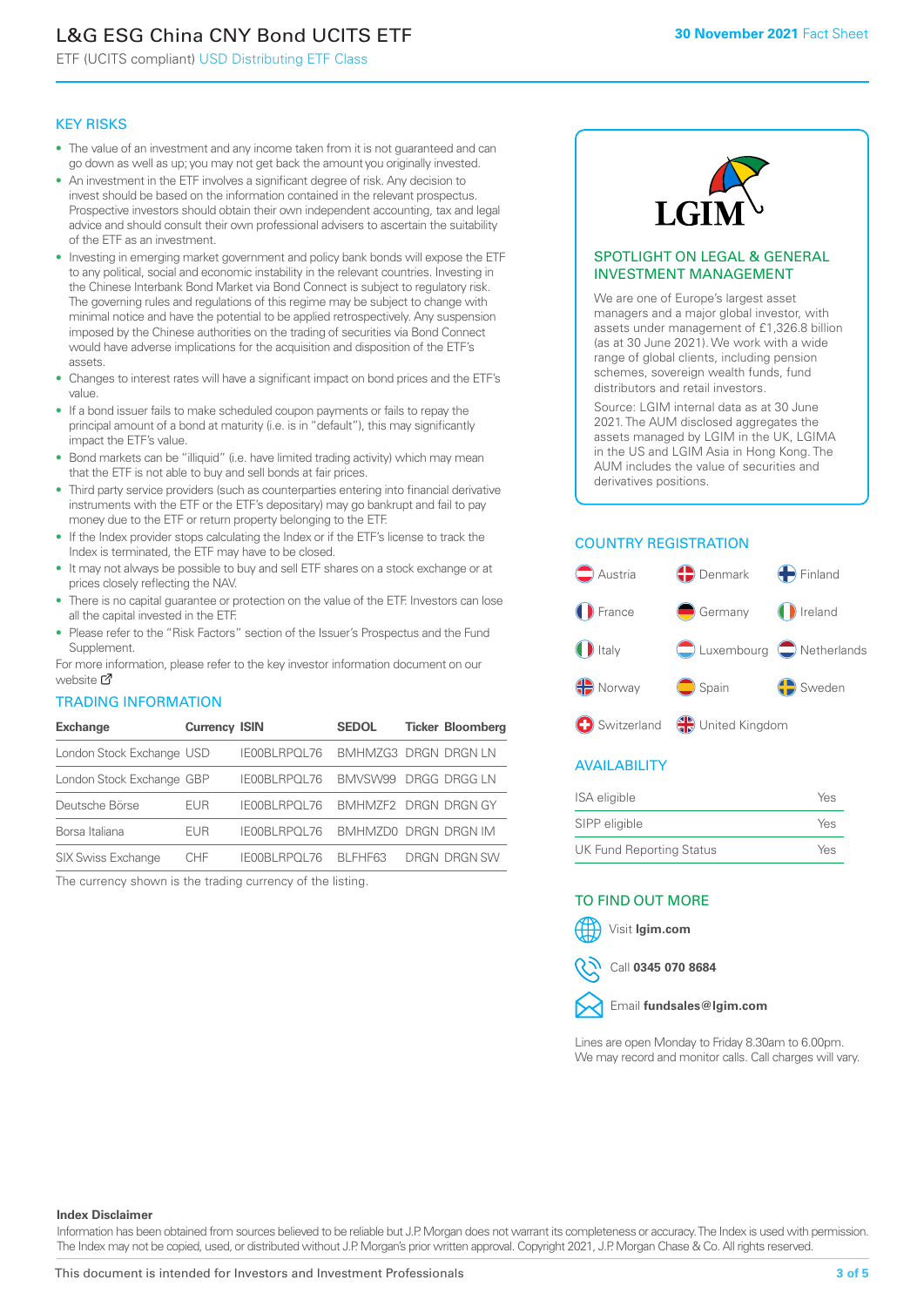# L&G ESG China CNY Bond UCITS ETF

ETF (UCITS compliant) USD Distributing ETF Class

**30 November 2021** Fact Sheet

## KEY RISKS

- The value of an investment and any income taken from it is not guaranteed and can go down as well as up; you may not get back the amount you originally invested.
- An investment in the ETF involves a significant degree of risk. Any decision to invest should be based on the information contained in the relevant prospectus. Prospective investors should obtain their own independent accounting, tax and legal advice and should consult their own professional advisers to ascertain the suitability of the ETF as an investment.
- Investing in emerging market government and policy bank bonds will expose the ETF to any political, social and economic instability in the relevant countries. Investing in the Chinese Interbank Bond Market via Bond Connect is subject to regulatory risk. The governing rules and regulations of this regime may be subject to change with minimal notice and have the potential to be applied retrospectively. Any suspension imposed by the Chinese authorities on the trading of securities via Bond Connect would have adverse implications for the acquisition and disposition of the ETF's assets.
- Changes to interest rates will have a significant impact on bond prices and the ETF's value.
- If a bond issuer fails to make scheduled coupon payments or fails to repay the principal amount of a bond at maturity (i.e. is in "default"), this may significantly impact the ETF's value.
- Bond markets can be "illiquid" (i.e. have limited trading activity) which may mean that the ETF is not able to buy and sell bonds at fair prices.
- Third party service providers (such as counterparties entering into financial derivative instruments with the ETF or the ETF's depositary) may go bankrupt and fail to pay money due to the ETF or return property belonging to the ETF.
- If the Index provider stops calculating the Index or if the ETF's license to track the Index is terminated, the ETF may have to be closed.
- It may not always be possible to buy and sell ETF shares on a stock exchange or at prices closely reflecting the NAV.
- There is no capital guarantee or protection on the value of the ETF. Investors can lose all the capital invested in the ETF.
- Please refer to the "Risk Factors" section of the Issuer's Prospectus and the Fund Supplement.

For more information, please refer to the key investor information document on our website

## TRADING INFORMATION

| Exchange | Currency | ISIN | SEDOL | Ticker | Bloomberg |
|---|---|---|---|---|---|
| London Stock Exchange | USD | IE00BLRPQL76 | BMHMZG3 | DRGN | DRGN LN |
| London Stock Exchange | GBP | IE00BLRPQL76 | BMVSW99 | DRGG | DRGG LN |
| Deutsche Börse | EUR | IE00BLRPQL76 | BMHMZF2 | DRGN | DRGN GY |
| Borsa Italiana | EUR | IE00BLRPQL76 | BMHMZD0 | DRGN | DRGN IM |
| SIX Swiss Exchange | CHF | IE00BLRPQL76 | BLFHF63 | DRGN | DRGN SW |

The currency shown is the trading currency of the listing.

## SPOTLIGHT ON LEGAL & GENERAL INVESTMENT MANAGEMENT

We are one of Europe's largest asset managers and a major global investor, with assets under management of £1,326.8 billion (as at 30 June 2021). We work with a wide range of global clients, including pension schemes, sovereign wealth funds, fund distributors and retail investors.

Source: LGIM internal data as at 30 June 2021. The AUM disclosed aggregates the assets managed by LGIM in the UK, LGIMA in the US and LGIM Asia in Hong Kong. The AUM includes the value of securities and derivatives positions.

## COUNTRY REGISTRATION

Austria, Denmark, Finland, France, Germany, Ireland, Italy, Luxembourg, Netherlands, Norway, Spain, Sweden, Switzerland, United Kingdom

## AVAILABILITY

| | |
|---|---|
| ISA eligible | Yes |
| SIPP eligible | Yes |
| UK Fund Reporting Status | Yes |

## TO FIND OUT MORE

Visit **lgim.com**

Call **0345 070 8684**

Email **fundsales@lgim.com**

Lines are open Monday to Friday 8.30am to 6.00pm. We may record and monitor calls. Call charges will vary.

**Index Disclaimer**

Information has been obtained from sources believed to be reliable but J.P. Morgan does not warrant its completeness or accuracy. The Index is used with permission. The Index may not be copied, used, or distributed without J.P. Morgan's prior written approval. Copyright 2021, J.P. Morgan Chase & Co. All rights reserved.

This document is intended for Investors and Investment Professionals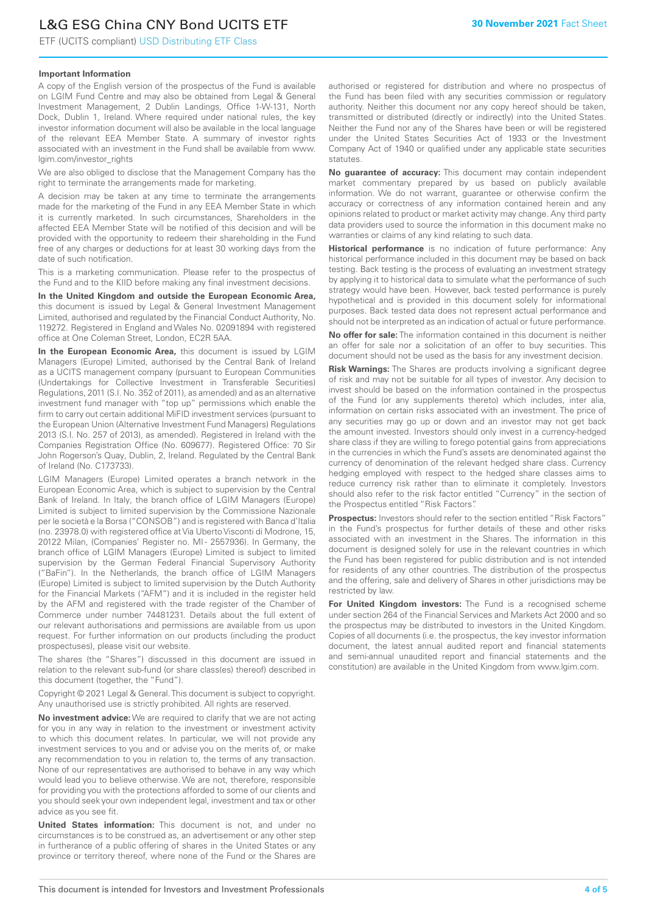### Important Information

A copy of the English version of the prospectus of the Fund is available on LGIM Fund Centre and may also be obtained from Legal & General Investment Management, 2 Dublin Landings, Office 1-W-131, North Dock, Dublin 1, Ireland. Where required under national rules, the key investor information document will also be available in the local language of the relevant EEA Member State. A summary of investor rights associated with an investment in the Fund shall be available from www.lgim.com/investor_rights

We are also obliged to disclose that the Management Company has the right to terminate the arrangements made for marketing.

A decision may be taken at any time to terminate the arrangements made for the marketing of the Fund in any EEA Member State in which it is currently marketed. In such circumstances, Shareholders in the affected EEA Member State will be notified of this decision and will be provided with the opportunity to redeem their shareholding in the Fund free of any charges or deductions for at least 30 working days from the date of such notification.

This is a marketing communication. Please refer to the prospectus of the Fund and to the KIID before making any final investment decisions.

**In the United Kingdom and outside the European Economic Area,** this document is issued by Legal & General Investment Management Limited, authorised and regulated by the Financial Conduct Authority, No. 119272. Registered in England and Wales No. 02091894 with registered office at One Coleman Street, London, EC2R 5AA.

**In the European Economic Area,** this document is issued by LGIM Managers (Europe) Limited, authorised by the Central Bank of Ireland as a UCITS management company (pursuant to European Communities (Undertakings for Collective Investment in Transferable Securities) Regulations, 2011 (S.I. No. 352 of 2011), as amended) and as an alternative investment fund manager with "top up" permissions which enable the firm to carry out certain additional MiFID investment services (pursuant to the European Union (Alternative Investment Fund Managers) Regulations 2013 (S.I. No. 257 of 2013), as amended). Registered in Ireland with the Companies Registration Office (No. 609677). Registered Office: 70 Sir John Rogerson's Quay, Dublin, 2, Ireland. Regulated by the Central Bank of Ireland (No. C173733).

LGIM Managers (Europe) Limited operates a branch network in the European Economic Area, which is subject to supervision by the Central Bank of Ireland. In Italy, the branch office of LGIM Managers (Europe) Limited is subject to limited supervision by the Commissione Nazionale per le società e la Borsa ("CONSOB") and is registered with Banca d'Italia (no. 23978.0) with registered office at Via Uberto Visconti di Modrone, 15, 20122 Milan, (Companies' Register no. MI - 2557936). In Germany, the branch office of LGIM Managers (Europe) Limited is subject to limited supervision by the German Federal Financial Supervisory Authority ("BaFin"). In the Netherlands, the branch office of LGIM Managers (Europe) Limited is subject to limited supervision by the Dutch Authority for the Financial Markets ("AFM") and it is included in the register held by the AFM and registered with the trade register of the Chamber of Commerce under number 74481231. Details about the full extent of our relevant authorisations and permissions are available from us upon request. For further information on our products (including the product prospectuses), please visit our website.

The shares (the "Shares") discussed in this document are issued in relation to the relevant sub-fund (or share class(es) thereof) described in this document (together, the "Fund").

Copyright © 2021 Legal & General. This document is subject to copyright. Any unauthorised use is strictly prohibited. All rights are reserved.

**No investment advice:** We are required to clarify that we are not acting for you in any way in relation to the investment or investment activity to which this document relates. In particular, we will not provide any investment services to you and or advise you on the merits of, or make any recommendation to you in relation to, the terms of any transaction. None of our representatives are authorised to behave in any way which would lead you to believe otherwise. We are not, therefore, responsible for providing you with the protections afforded to some of our clients and you should seek your own independent legal, investment and tax or other advice as you see fit.

**United States information:** This document is not, and under no circumstances is to be construed as, an advertisement or any other step in furtherance of a public offering of shares in the United States or any province or territory thereof, where none of the Fund or the Shares are authorised or registered for distribution and where no prospectus of the Fund has been filed with any securities commission or regulatory authority. Neither this document nor any copy hereof should be taken, transmitted or distributed (directly or indirectly) into the United States. Neither the Fund nor any of the Shares have been or will be registered under the United States Securities Act of 1933 or the Investment Company Act of 1940 or qualified under any applicable state securities statutes.

**No guarantee of accuracy:** This document may contain independent market commentary prepared by us based on publicly available information. We do not warrant, guarantee or otherwise confirm the accuracy or correctness of any information contained herein and any opinions related to product or market activity may change. Any third party data providers used to source the information in this document make no warranties or claims of any kind relating to such data.

**Historical performance** is no indication of future performance: Any historical performance included in this document may be based on back testing. Back testing is the process of evaluating an investment strategy by applying it to historical data to simulate what the performance of such strategy would have been. However, back tested performance is purely hypothetical and is provided in this document solely for informational purposes. Back tested data does not represent actual performance and should not be interpreted as an indication of actual or future performance.

**No offer for sale:** The information contained in this document is neither an offer for sale nor a solicitation of an offer to buy securities. This document should not be used as the basis for any investment decision.

**Risk Warnings:** The Shares are products involving a significant degree of risk and may not be suitable for all types of investor. Any decision to invest should be based on the information contained in the prospectus of the Fund (or any supplements thereto) which includes, inter alia, information on certain risks associated with an investment. The price of any securities may go up or down and an investor may not get back the amount invested. Investors should only invest in a currency-hedged share class if they are willing to forego potential gains from appreciations in the currencies in which the Fund's assets are denominated against the currency of denomination of the relevant hedged share class. Currency hedging employed with respect to the hedged share classes aims to reduce currency risk rather than to eliminate it completely. Investors should also refer to the risk factor entitled "Currency" in the section of the Prospectus entitled "Risk Factors".

**Prospectus:** Investors should refer to the section entitled "Risk Factors" in the Fund's prospectus for further details of these and other risks associated with an investment in the Shares. The information in this document is designed solely for use in the relevant countries in which the Fund has been registered for public distribution and is not intended for residents of any other countries. The distribution of the prospectus and the offering, sale and delivery of Shares in other jurisdictions may be restricted by law.

**For United Kingdom investors:** The Fund is a recognised scheme under section 264 of the Financial Services and Markets Act 2000 and so the prospectus may be distributed to investors in the United Kingdom. Copies of all documents (i.e. the prospectus, the key investor information document, the latest annual audited report and financial statements and semi-annual unaudited report and financial statements and the constitution) are available in the United Kingdom from www.lgim.com.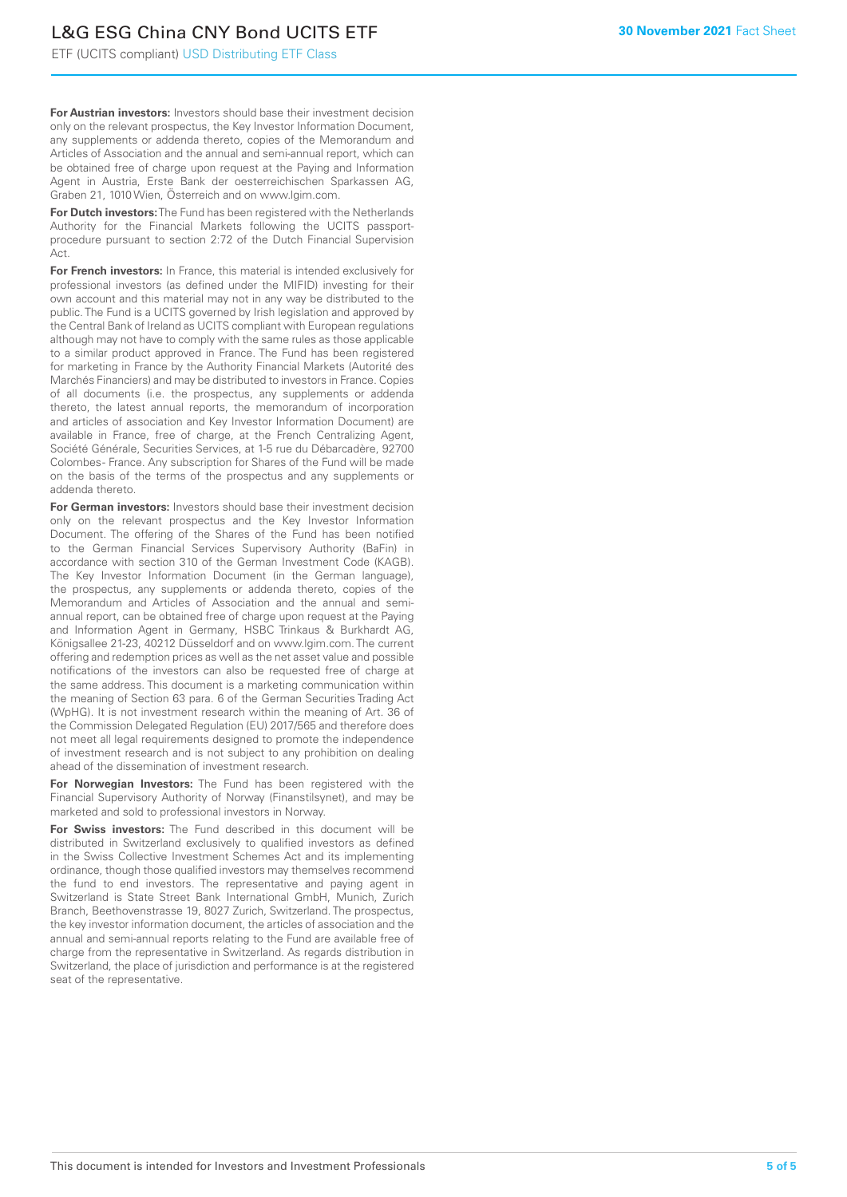**For Austrian investors:** Investors should base their investment decision only on the relevant prospectus, the Key Investor Information Document, any supplements or addenda thereto, copies of the Memorandum and Articles of Association and the annual and semi-annual report, which can be obtained free of charge upon request at the Paying and Information Agent in Austria, Erste Bank der oesterreichischen Sparkassen AG, Graben 21, 1010 Wien, Österreich and on www.lgim.com.

**For Dutch investors:** The Fund has been registered with the Netherlands Authority for the Financial Markets following the UCITS passport-procedure pursuant to section 2:72 of the Dutch Financial Supervision Act.

**For French investors:** In France, this material is intended exclusively for professional investors (as defined under the MIFID) investing for their own account and this material may not in any way be distributed to the public. The Fund is a UCITS governed by Irish legislation and approved by the Central Bank of Ireland as UCITS compliant with European regulations although may not have to comply with the same rules as those applicable to a similar product approved in France. The Fund has been registered for marketing in France by the Authority Financial Markets (Autorité des Marchés Financiers) and may be distributed to investors in France. Copies of all documents (i.e. the prospectus, any supplements or addenda thereto, the latest annual reports, the memorandum of incorporation and articles of association and Key Investor Information Document) are available in France, free of charge, at the French Centralizing Agent, Société Générale, Securities Services, at 1-5 rue du Débarcadère, 92700 Colombes- France. Any subscription for Shares of the Fund will be made on the basis of the terms of the prospectus and any supplements or addenda thereto.

**For German investors:** Investors should base their investment decision only on the relevant prospectus and the Key Investor Information Document. The offering of the Shares of the Fund has been notified to the German Financial Services Supervisory Authority (BaFin) in accordance with section 310 of the German Investment Code (KAGB). The Key Investor Information Document (in the German language), the prospectus, any supplements or addenda thereto, copies of the Memorandum and Articles of Association and the annual and semi-annual report, can be obtained free of charge upon request at the Paying and Information Agent in Germany, HSBC Trinkaus & Burkhardt AG, Königsallee 21-23, 40212 Düsseldorf and on www.lgim.com. The current offering and redemption prices as well as the net asset value and possible notifications of the investors can also be requested free of charge at the same address. This document is a marketing communication within the meaning of Section 63 para. 6 of the German Securities Trading Act (WpHG). It is not investment research within the meaning of Art. 36 of the Commission Delegated Regulation (EU) 2017/565 and therefore does not meet all legal requirements designed to promote the independence of investment research and is not subject to any prohibition on dealing ahead of the dissemination of investment research.

**For Norwegian Investors:** The Fund has been registered with the Financial Supervisory Authority of Norway (Finanstilsynet), and may be marketed and sold to professional investors in Norway.

**For Swiss investors:** The Fund described in this document will be distributed in Switzerland exclusively to qualified investors as defined in the Swiss Collective Investment Schemes Act and its implementing ordinance, though those qualified investors may themselves recommend the fund to end investors. The representative and paying agent in Switzerland is State Street Bank International GmbH, Munich, Zurich Branch, Beethovenstrasse 19, 8027 Zurich, Switzerland. The prospectus, the key investor information document, the articles of association and the annual and semi-annual reports relating to the Fund are available free of charge from the representative in Switzerland. As regards distribution in Switzerland, the place of jurisdiction and performance is at the registered seat of the representative.